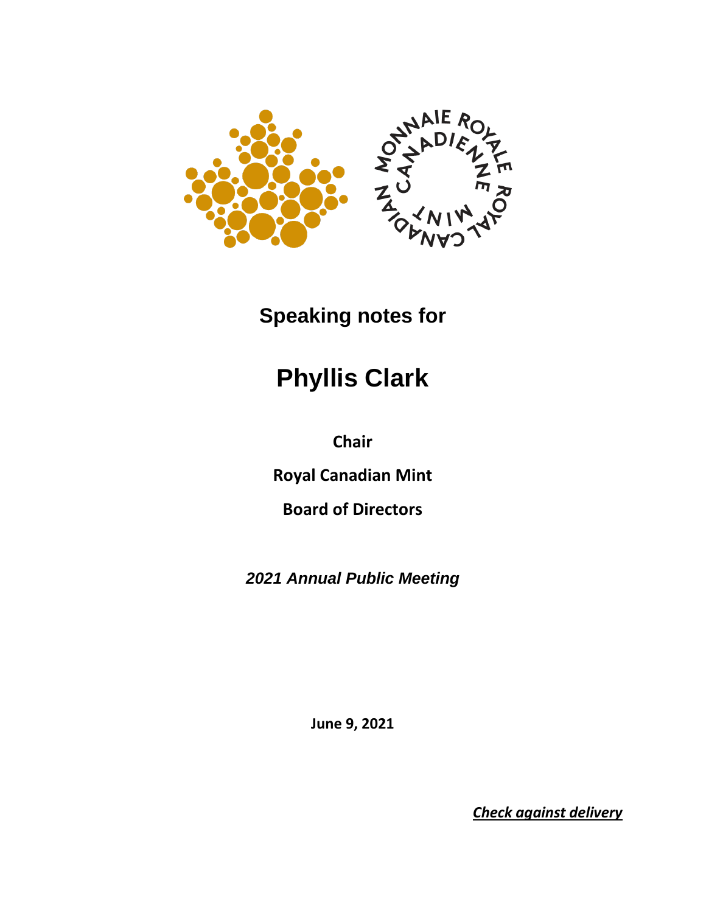MONNAIE ROYALE CANADIENNE ROYAL CANADIAN MINT

## Speaking notes for

# Phyllis Clark

**Chair**

**Royal Canadian Mint**

**Board of Directors**

***2021 Annual Public Meeting***

**June 9, 2021**

***Check against delivery***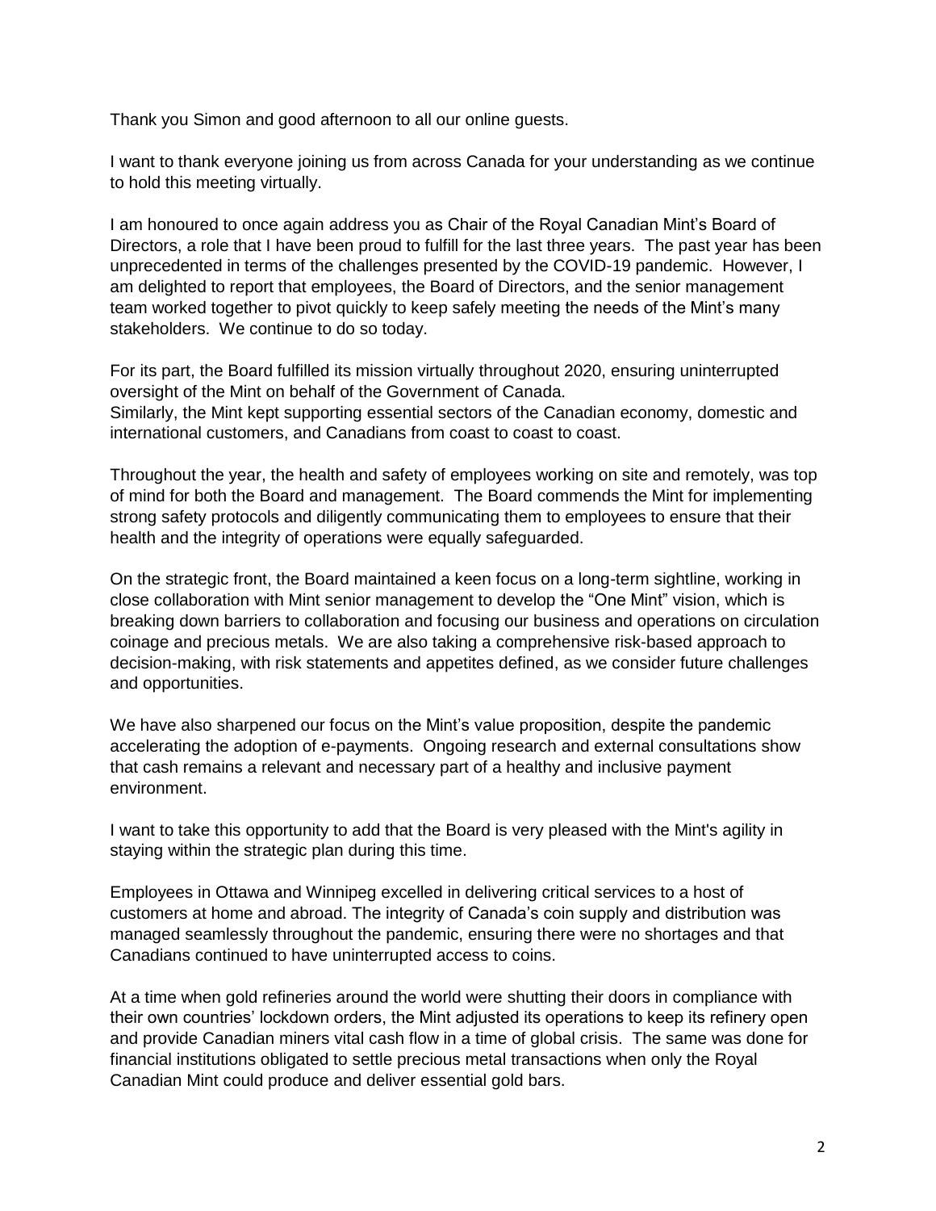Thank you Simon and good afternoon to all our online guests.

I want to thank everyone joining us from across Canada for your understanding as we continue to hold this meeting virtually.

I am honoured to once again address you as Chair of the Royal Canadian Mint's Board of Directors, a role that I have been proud to fulfill for the last three years. The past year has been unprecedented in terms of the challenges presented by the COVID-19 pandemic. However, I am delighted to report that employees, the Board of Directors, and the senior management team worked together to pivot quickly to keep safely meeting the needs of the Mint's many stakeholders. We continue to do so today.

For its part, the Board fulfilled its mission virtually throughout 2020, ensuring uninterrupted oversight of the Mint on behalf of the Government of Canada.
Similarly, the Mint kept supporting essential sectors of the Canadian economy, domestic and international customers, and Canadians from coast to coast to coast.

Throughout the year, the health and safety of employees working on site and remotely, was top of mind for both the Board and management. The Board commends the Mint for implementing strong safety protocols and diligently communicating them to employees to ensure that their health and the integrity of operations were equally safeguarded.

On the strategic front, the Board maintained a keen focus on a long-term sightline, working in close collaboration with Mint senior management to develop the "One Mint" vision, which is breaking down barriers to collaboration and focusing our business and operations on circulation coinage and precious metals. We are also taking a comprehensive risk-based approach to decision-making, with risk statements and appetites defined, as we consider future challenges and opportunities.

We have also sharpened our focus on the Mint's value proposition, despite the pandemic accelerating the adoption of e-payments. Ongoing research and external consultations show that cash remains a relevant and necessary part of a healthy and inclusive payment environment.

I want to take this opportunity to add that the Board is very pleased with the Mint's agility in staying within the strategic plan during this time.

Employees in Ottawa and Winnipeg excelled in delivering critical services to a host of customers at home and abroad. The integrity of Canada's coin supply and distribution was managed seamlessly throughout the pandemic, ensuring there were no shortages and that Canadians continued to have uninterrupted access to coins.

At a time when gold refineries around the world were shutting their doors in compliance with their own countries' lockdown orders, the Mint adjusted its operations to keep its refinery open and provide Canadian miners vital cash flow in a time of global crisis. The same was done for financial institutions obligated to settle precious metal transactions when only the Royal Canadian Mint could produce and deliver essential gold bars.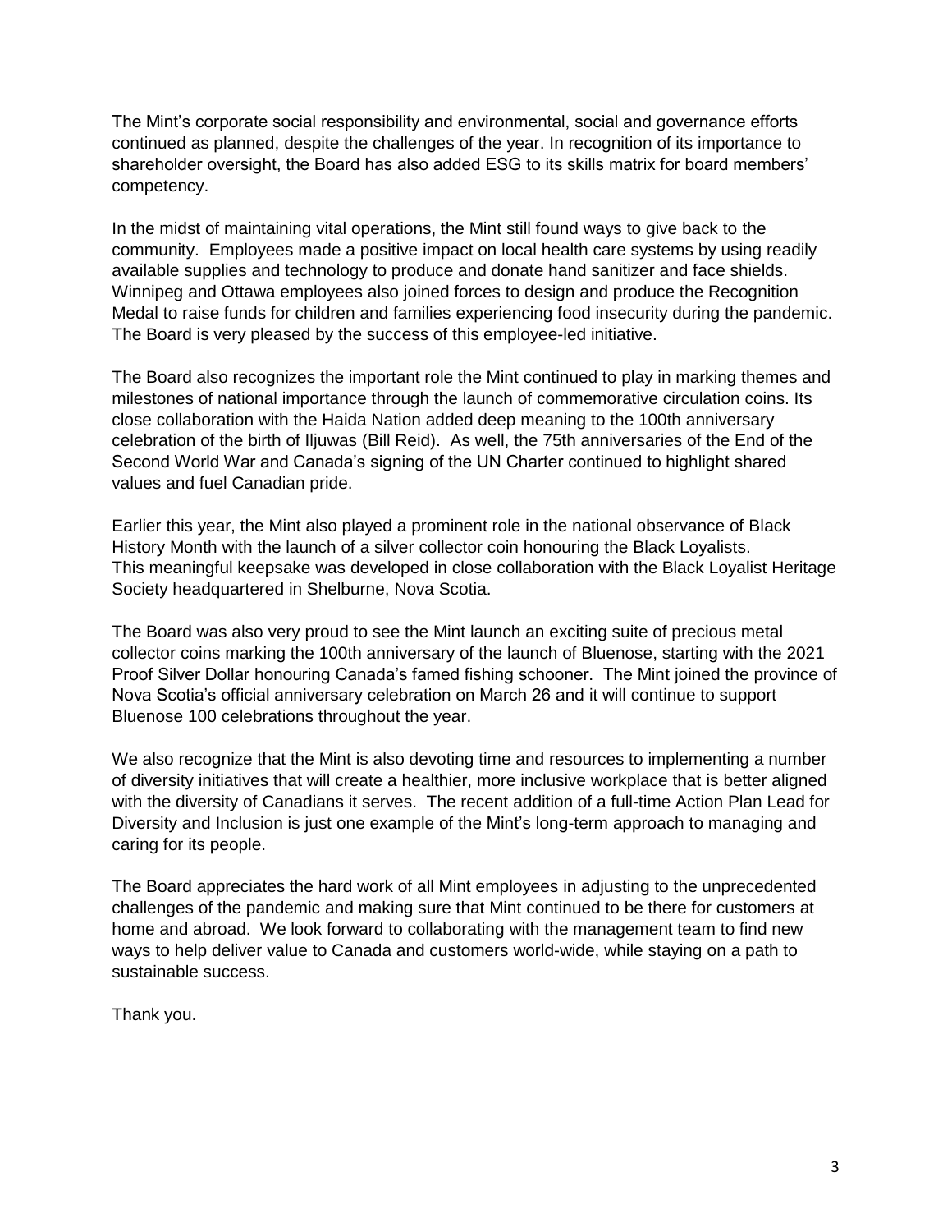The Mint's corporate social responsibility and environmental, social and governance efforts continued as planned, despite the challenges of the year. In recognition of its importance to shareholder oversight, the Board has also added ESG to its skills matrix for board members' competency.

In the midst of maintaining vital operations, the Mint still found ways to give back to the community. Employees made a positive impact on local health care systems by using readily available supplies and technology to produce and donate hand sanitizer and face shields. Winnipeg and Ottawa employees also joined forces to design and produce the Recognition Medal to raise funds for children and families experiencing food insecurity during the pandemic. The Board is very pleased by the success of this employee-led initiative.

The Board also recognizes the important role the Mint continued to play in marking themes and milestones of national importance through the launch of commemorative circulation coins. Its close collaboration with the Haida Nation added deep meaning to the 100th anniversary celebration of the birth of Iljuwas (Bill Reid). As well, the 75th anniversaries of the End of the Second World War and Canada's signing of the UN Charter continued to highlight shared values and fuel Canadian pride.

Earlier this year, the Mint also played a prominent role in the national observance of Black History Month with the launch of a silver collector coin honouring the Black Loyalists. This meaningful keepsake was developed in close collaboration with the Black Loyalist Heritage Society headquartered in Shelburne, Nova Scotia.

The Board was also very proud to see the Mint launch an exciting suite of precious metal collector coins marking the 100th anniversary of the launch of Bluenose, starting with the 2021 Proof Silver Dollar honouring Canada's famed fishing schooner. The Mint joined the province of Nova Scotia's official anniversary celebration on March 26 and it will continue to support Bluenose 100 celebrations throughout the year.

We also recognize that the Mint is also devoting time and resources to implementing a number of diversity initiatives that will create a healthier, more inclusive workplace that is better aligned with the diversity of Canadians it serves. The recent addition of a full-time Action Plan Lead for Diversity and Inclusion is just one example of the Mint's long-term approach to managing and caring for its people.

The Board appreciates the hard work of all Mint employees in adjusting to the unprecedented challenges of the pandemic and making sure that Mint continued to be there for customers at home and abroad. We look forward to collaborating with the management team to find new ways to help deliver value to Canada and customers world-wide, while staying on a path to sustainable success.

Thank you.